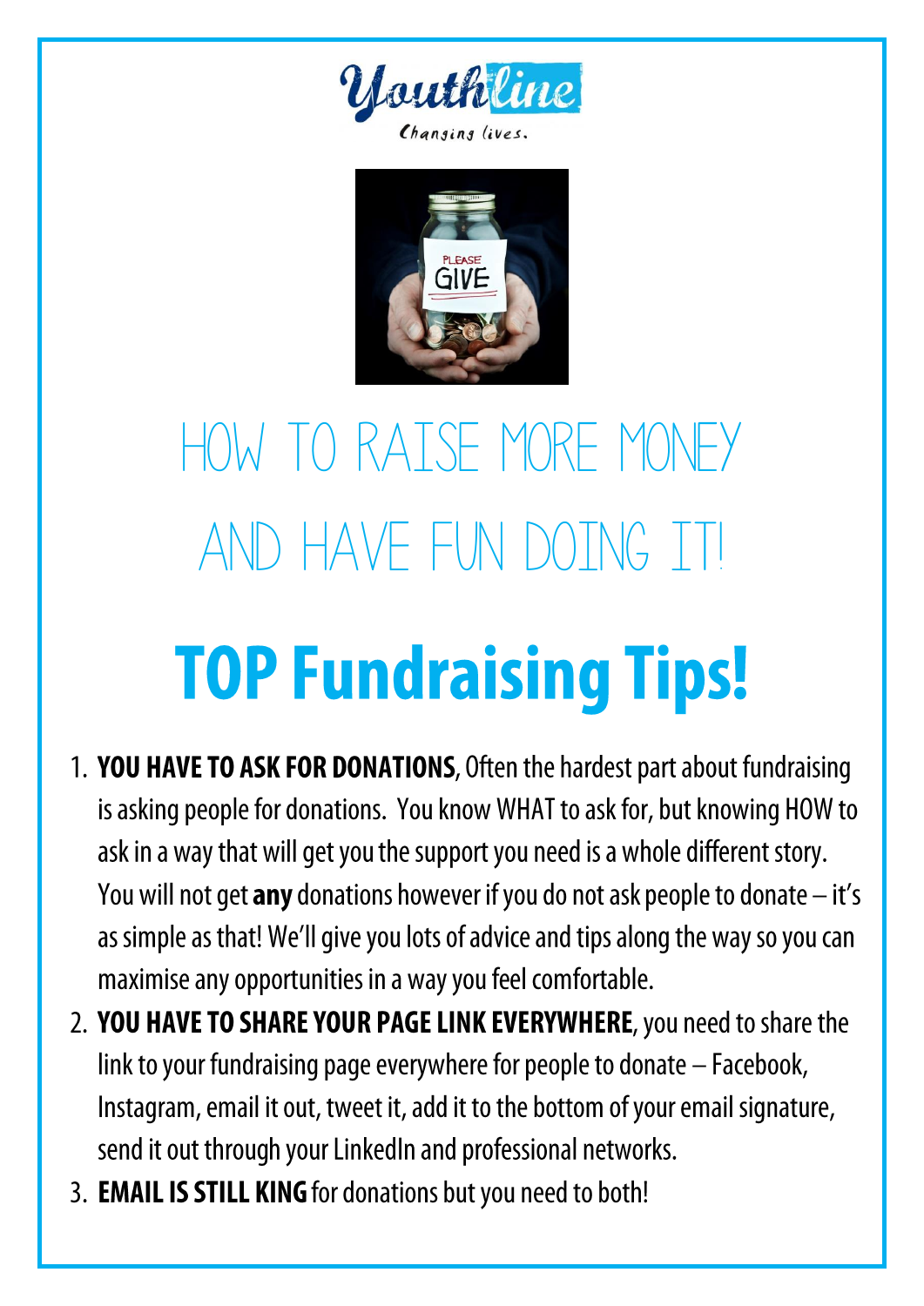Youthline

Changing lives.

# HOW TO RAISE MORE MONEY AND HAVE FUN DOING IT!

# TOP Fundraising Tips!

1. **YOU HAVE TO ASK FOR DONATIONS**, Often the hardest part about fundraising is asking people for donations. You know WHAT to ask for, but knowing HOW to ask in a way that will get you the support you need is a whole different story. You will not get **any** donations however if you do not ask people to donate – it's as simple as that! We'll give you lots of advice and tips along the way so you can maximise any opportunities in a way you feel comfortable.
2. **YOU HAVE TO SHARE YOUR PAGE LINK EVERYWHERE**, you need to share the link to your fundraising page everywhere for people to donate – Facebook, Instagram, email it out, tweet it, add it to the bottom of your email signature, send it out through your LinkedIn and professional networks.
3. **EMAIL IS STILL KING** for donations but you need to both!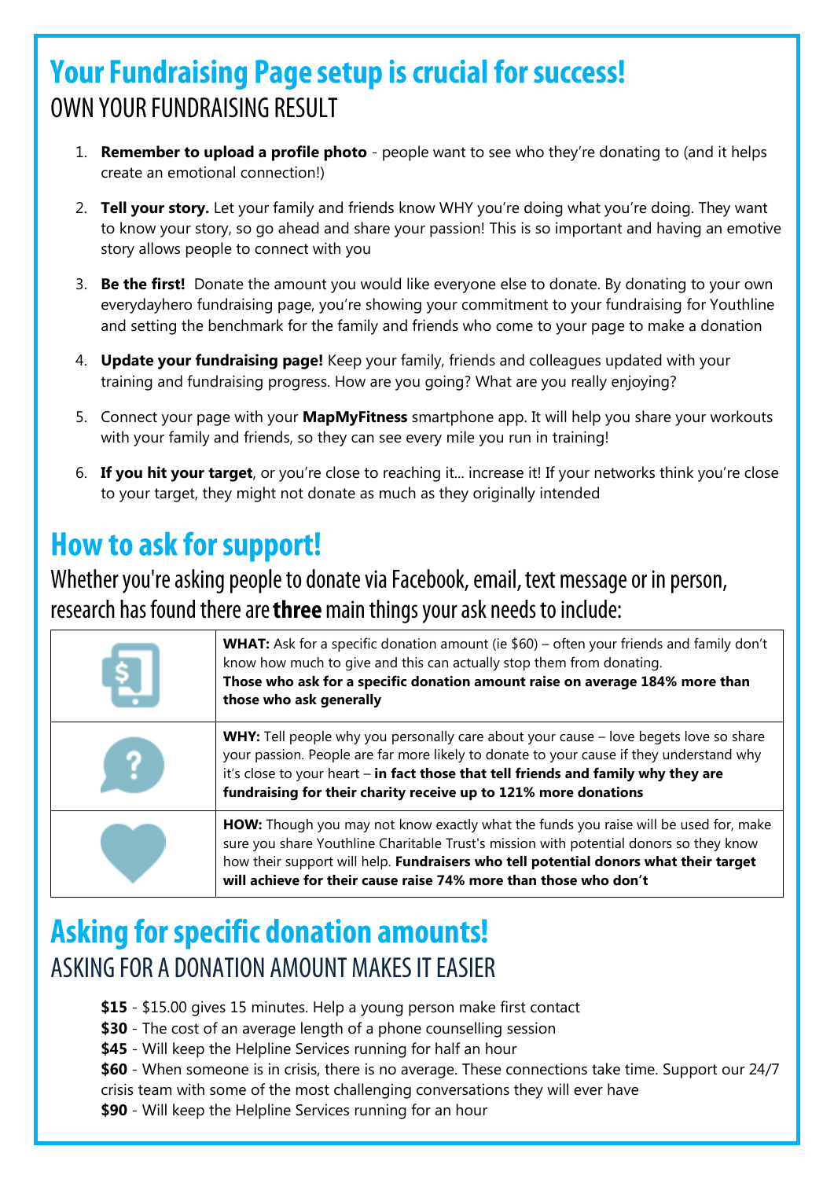# Your Fundraising Page setup is crucial for success!

## OWN YOUR FUNDRAISING RESULT

1. **Remember to upload a profile photo** - people want to see who they're donating to (and it helps create an emotional connection!)
2. **Tell your story.** Let your family and friends know WHY you're doing what you're doing. They want to know your story, so go ahead and share your passion! This is so important and having an emotive story allows people to connect with you
3. **Be the first!** Donate the amount you would like everyone else to donate. By donating to your own everydayhero fundraising page, you're showing your commitment to your fundraising for Youthline and setting the benchmark for the family and friends who come to your page to make a donation
4. **Update your fundraising page!** Keep your family, friends and colleagues updated with your training and fundraising progress. How are you going? What are you really enjoying?
5. Connect your page with your **MapMyFitness** smartphone app. It will help you share your workouts with your family and friends, so they can see every mile you run in training!
6. **If you hit your target**, or you're close to reaching it... increase it! If your networks think you're close to your target, they might not donate as much as they originally intended

# How to ask for support!

Whether you're asking people to donate via Facebook, email, text message or in person, research has found there are **three** main things your ask needs to include:

| | |
|---|---|
| | **WHAT:** Ask for a specific donation amount (ie $60) – often your friends and family don't know how much to give and this can actually stop them from donating. **Those who ask for a specific donation amount raise on average 184% more than those who ask generally** |
| | **WHY:** Tell people why you personally care about your cause – love begets love so share your passion. People are far more likely to donate to your cause if they understand why it's close to your heart – **in fact those that tell friends and family why they are fundraising for their charity receive up to 121% more donations** |
| | **HOW:** Though you may not know exactly what the funds you raise will be used for, make sure you share Youthline Charitable Trust's mission with potential donors so they know how their support will help. **Fundraisers who tell potential donors what their target will achieve for their cause raise 74% more than those who don't** |

# Asking for specific donation amounts!

## ASKING FOR A DONATION AMOUNT MAKES IT EASIER

**$15** - $15.00 gives 15 minutes. Help a young person make first contact
**$30** - The cost of an average length of a phone counselling session
**$45** - Will keep the Helpline Services running for half an hour
**$60** - When someone is in crisis, there is no average. These connections take time. Support our 24/7 crisis team with some of the most challenging conversations they will ever have
**$90** - Will keep the Helpline Services running for an hour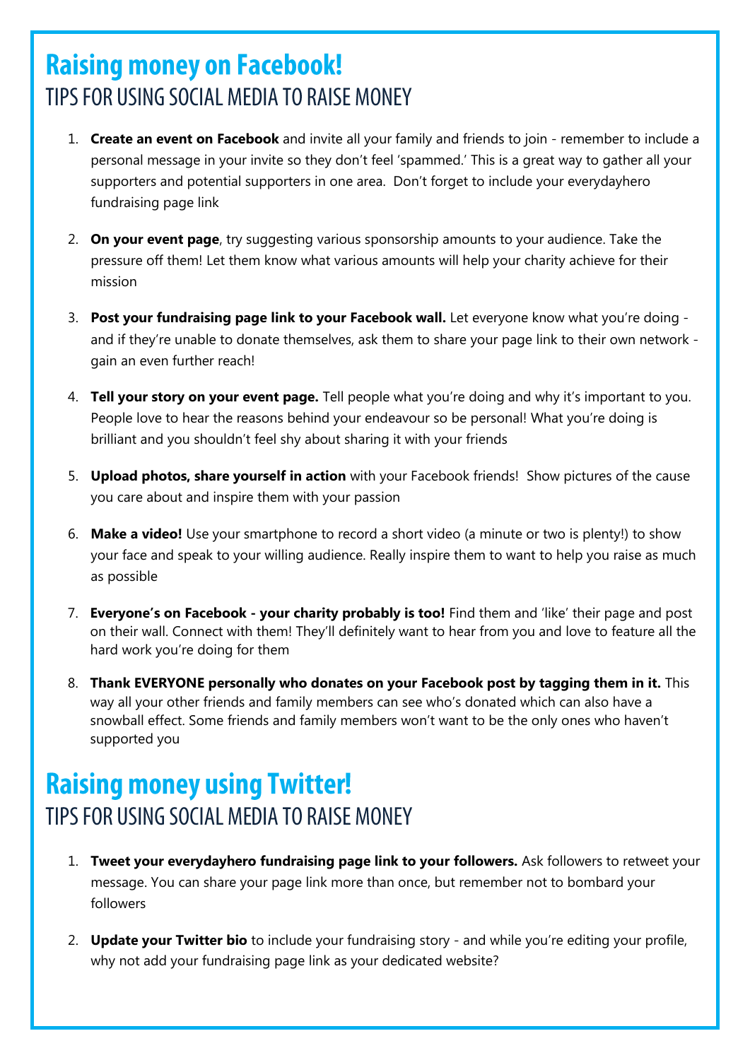# Raising money on Facebook!

## TIPS FOR USING SOCIAL MEDIA TO RAISE MONEY

1. **Create an event on Facebook** and invite all your family and friends to join - remember to include a personal message in your invite so they don't feel 'spammed.' This is a great way to gather all your supporters and potential supporters in one area. Don't forget to include your everydayhero fundraising page link
2. **On your event page**, try suggesting various sponsorship amounts to your audience. Take the pressure off them! Let them know what various amounts will help your charity achieve for their mission
3. **Post your fundraising page link to your Facebook wall.** Let everyone know what you're doing - and if they're unable to donate themselves, ask them to share your page link to their own network - gain an even further reach!
4. **Tell your story on your event page.** Tell people what you're doing and why it's important to you. People love to hear the reasons behind your endeavour so be personal! What you're doing is brilliant and you shouldn't feel shy about sharing it with your friends
5. **Upload photos, share yourself in action** with your Facebook friends! Show pictures of the cause you care about and inspire them with your passion
6. **Make a video!** Use your smartphone to record a short video (a minute or two is plenty!) to show your face and speak to your willing audience. Really inspire them to want to help you raise as much as possible
7. **Everyone's on Facebook - your charity probably is too!** Find them and 'like' their page and post on their wall. Connect with them! They'll definitely want to hear from you and love to feature all the hard work you're doing for them
8. **Thank EVERYONE personally who donates on your Facebook post by tagging them in it.** This way all your other friends and family members can see who's donated which can also have a snowball effect. Some friends and family members won't want to be the only ones who haven't supported you

# Raising money using Twitter!

## TIPS FOR USING SOCIAL MEDIA TO RAISE MONEY

1. **Tweet your everydayhero fundraising page link to your followers.** Ask followers to retweet your message. You can share your page link more than once, but remember not to bombard your followers
2. **Update your Twitter bio** to include your fundraising story - and while you're editing your profile, why not add your fundraising page link as your dedicated website?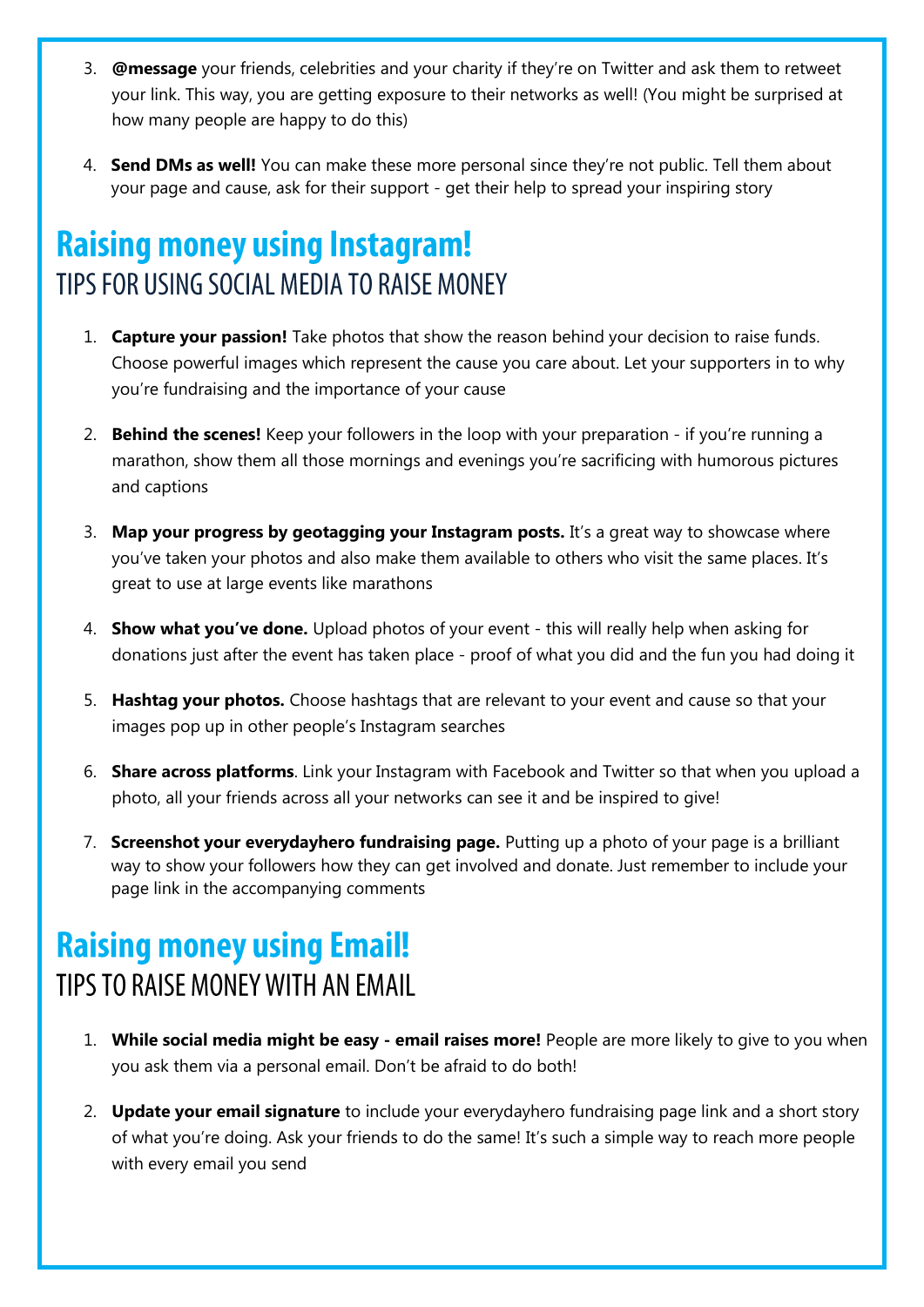3. **@message** your friends, celebrities and your charity if they're on Twitter and ask them to retweet your link. This way, you are getting exposure to their networks as well! (You might be surprised at how many people are happy to do this)

4. **Send DMs as well!** You can make these more personal since they're not public. Tell them about your page and cause, ask for their support - get their help to spread your inspiring story

## Raising money using Instagram!

### TIPS FOR USING SOCIAL MEDIA TO RAISE MONEY

1. **Capture your passion!** Take photos that show the reason behind your decision to raise funds. Choose powerful images which represent the cause you care about. Let your supporters in to why you're fundraising and the importance of your cause

2. **Behind the scenes!** Keep your followers in the loop with your preparation - if you're running a marathon, show them all those mornings and evenings you're sacrificing with humorous pictures and captions

3. **Map your progress by geotagging your Instagram posts.** It's a great way to showcase where you've taken your photos and also make them available to others who visit the same places. It's great to use at large events like marathons

4. **Show what you've done.** Upload photos of your event - this will really help when asking for donations just after the event has taken place - proof of what you did and the fun you had doing it

5. **Hashtag your photos.** Choose hashtags that are relevant to your event and cause so that your images pop up in other people's Instagram searches

6. **Share across platforms**. Link your Instagram with Facebook and Twitter so that when you upload a photo, all your friends across all your networks can see it and be inspired to give!

7. **Screenshot your everydayhero fundraising page.** Putting up a photo of your page is a brilliant way to show your followers how they can get involved and donate. Just remember to include your page link in the accompanying comments

## Raising money using Email!

### TIPS TO RAISE MONEY WITH AN EMAIL

1. **While social media might be easy - email raises more!** People are more likely to give to you when you ask them via a personal email. Don't be afraid to do both!

2. **Update your email signature** to include your everydayhero fundraising page link and a short story of what you're doing. Ask your friends to do the same! It's such a simple way to reach more people with every email you send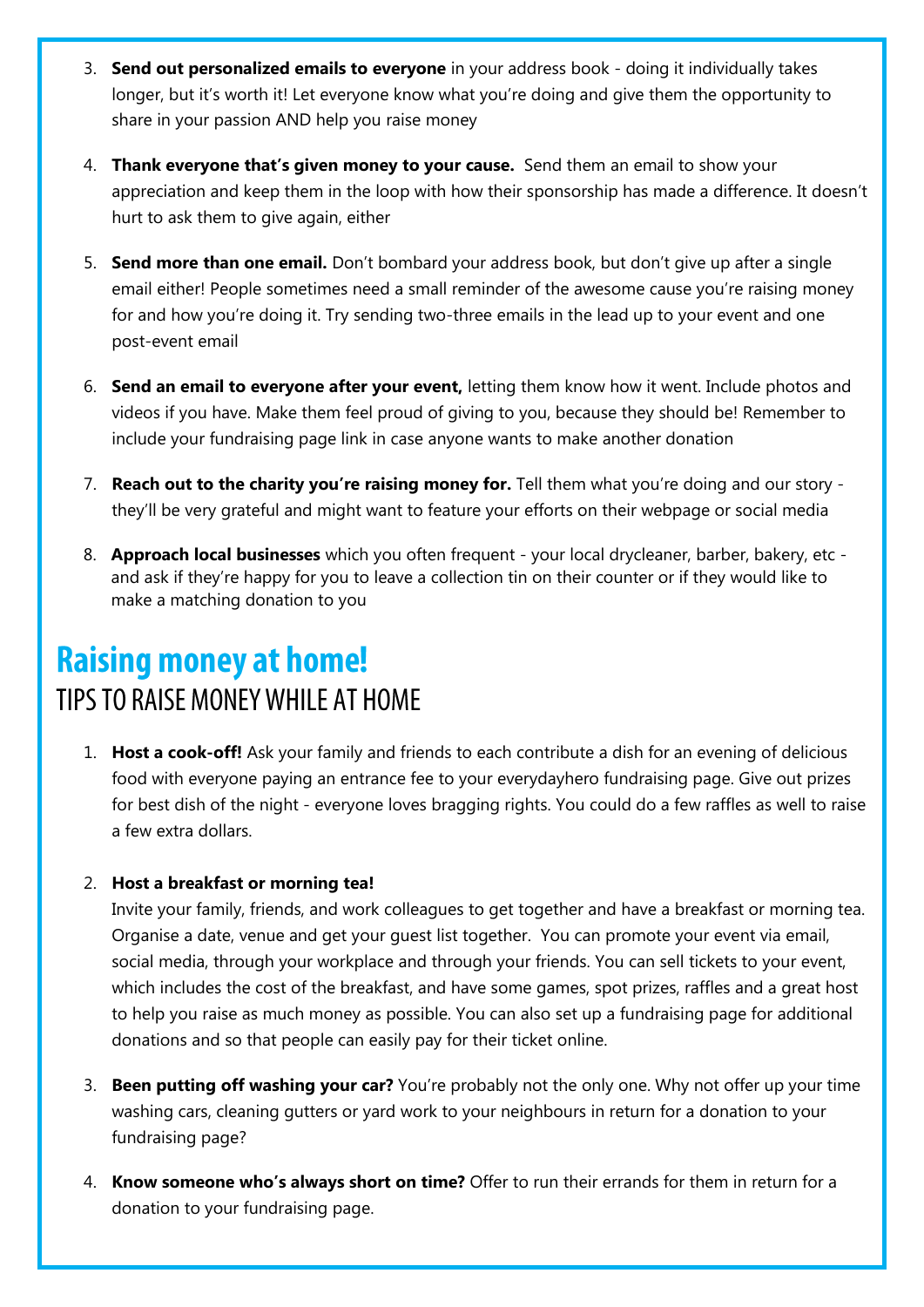3. **Send out personalized emails to everyone** in your address book - doing it individually takes longer, but it's worth it! Let everyone know what you're doing and give them the opportunity to share in your passion AND help you raise money

4. **Thank everyone that's given money to your cause.** Send them an email to show your appreciation and keep them in the loop with how their sponsorship has made a difference. It doesn't hurt to ask them to give again, either

5. **Send more than one email.** Don't bombard your address book, but don't give up after a single email either! People sometimes need a small reminder of the awesome cause you're raising money for and how you're doing it. Try sending two-three emails in the lead up to your event and one post-event email

6. **Send an email to everyone after your event,** letting them know how it went. Include photos and videos if you have. Make them feel proud of giving to you, because they should be! Remember to include your fundraising page link in case anyone wants to make another donation

7. **Reach out to the charity you're raising money for.** Tell them what you're doing and our story - they'll be very grateful and might want to feature your efforts on their webpage or social media

8. **Approach local businesses** which you often frequent - your local drycleaner, barber, bakery, etc - and ask if they're happy for you to leave a collection tin on their counter or if they would like to make a matching donation to you

## Raising money at home!

### TIPS TO RAISE MONEY WHILE AT HOME

1. **Host a cook-off!** Ask your family and friends to each contribute a dish for an evening of delicious food with everyone paying an entrance fee to your everydayhero fundraising page. Give out prizes for best dish of the night - everyone loves bragging rights. You could do a few raffles as well to raise a few extra dollars.

2. **Host a breakfast or morning tea!**
   Invite your family, friends, and work colleagues to get together and have a breakfast or morning tea. Organise a date, venue and get your guest list together. You can promote your event via email, social media, through your workplace and through your friends. You can sell tickets to your event, which includes the cost of the breakfast, and have some games, spot prizes, raffles and a great host to help you raise as much money as possible. You can also set up a fundraising page for additional donations and so that people can easily pay for their ticket online.

3. **Been putting off washing your car?** You're probably not the only one. Why not offer up your time washing cars, cleaning gutters or yard work to your neighbours in return for a donation to your fundraising page?

4. **Know someone who's always short on time?** Offer to run their errands for them in return for a donation to your fundraising page.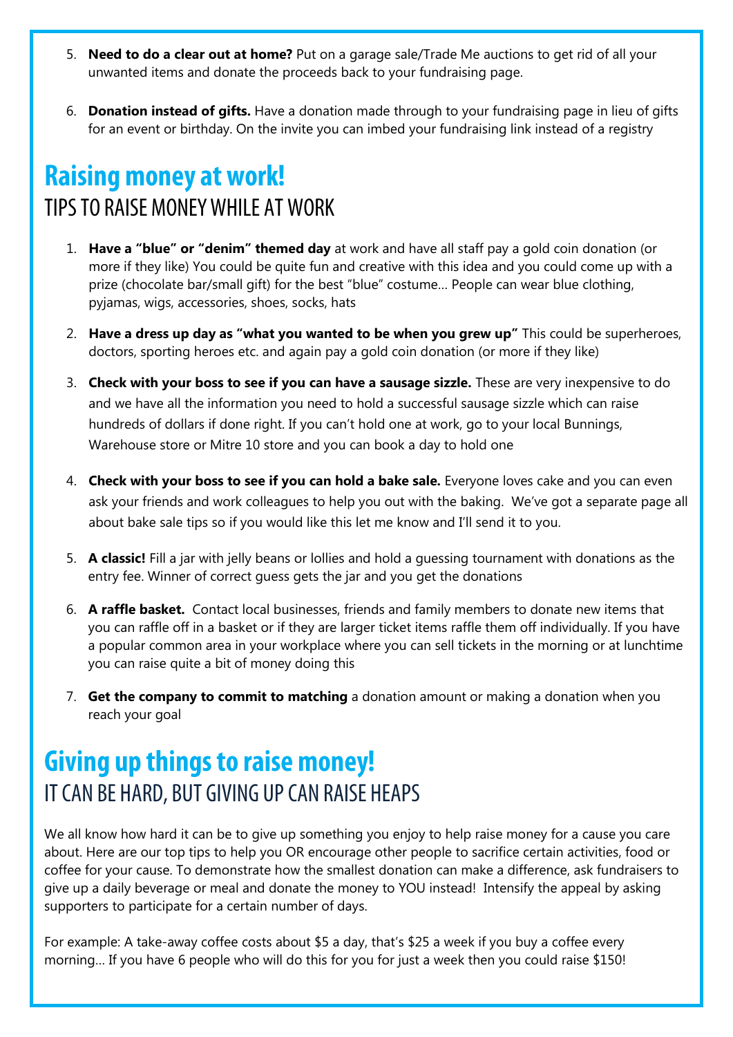5. **Need to do a clear out at home?** Put on a garage sale/Trade Me auctions to get rid of all your unwanted items and donate the proceeds back to your fundraising page.

6. **Donation instead of gifts.** Have a donation made through to your fundraising page in lieu of gifts for an event or birthday. On the invite you can imbed your fundraising link instead of a registry

## Raising money at work!

### TIPS TO RAISE MONEY WHILE AT WORK

1. **Have a "blue" or "denim" themed day** at work and have all staff pay a gold coin donation (or more if they like) You could be quite fun and creative with this idea and you could come up with a prize (chocolate bar/small gift) for the best "blue" costume… People can wear blue clothing, pyjamas, wigs, accessories, shoes, socks, hats

2. **Have a dress up day as "what you wanted to be when you grew up"** This could be superheroes, doctors, sporting heroes etc. and again pay a gold coin donation (or more if they like)

3. **Check with your boss to see if you can have a sausage sizzle.** These are very inexpensive to do and we have all the information you need to hold a successful sausage sizzle which can raise hundreds of dollars if done right. If you can't hold one at work, go to your local Bunnings, Warehouse store or Mitre 10 store and you can book a day to hold one

4. **Check with your boss to see if you can hold a bake sale.** Everyone loves cake and you can even ask your friends and work colleagues to help you out with the baking. We've got a separate page all about bake sale tips so if you would like this let me know and I'll send it to you.

5. **A classic!** Fill a jar with jelly beans or lollies and hold a guessing tournament with donations as the entry fee. Winner of correct guess gets the jar and you get the donations

6. **A raffle basket.** Contact local businesses, friends and family members to donate new items that you can raffle off in a basket or if they are larger ticket items raffle them off individually. If you have a popular common area in your workplace where you can sell tickets in the morning or at lunchtime you can raise quite a bit of money doing this

7. **Get the company to commit to matching** a donation amount or making a donation when you reach your goal

## Giving up things to raise money!

### IT CAN BE HARD, BUT GIVING UP CAN RAISE HEAPS

We all know how hard it can be to give up something you enjoy to help raise money for a cause you care about. Here are our top tips to help you OR encourage other people to sacrifice certain activities, food or coffee for your cause. To demonstrate how the smallest donation can make a difference, ask fundraisers to give up a daily beverage or meal and donate the money to YOU instead! Intensify the appeal by asking supporters to participate for a certain number of days.

For example: A take-away coffee costs about $5 a day, that's $25 a week if you buy a coffee every morning… If you have 6 people who will do this for you for just a week then you could raise $150!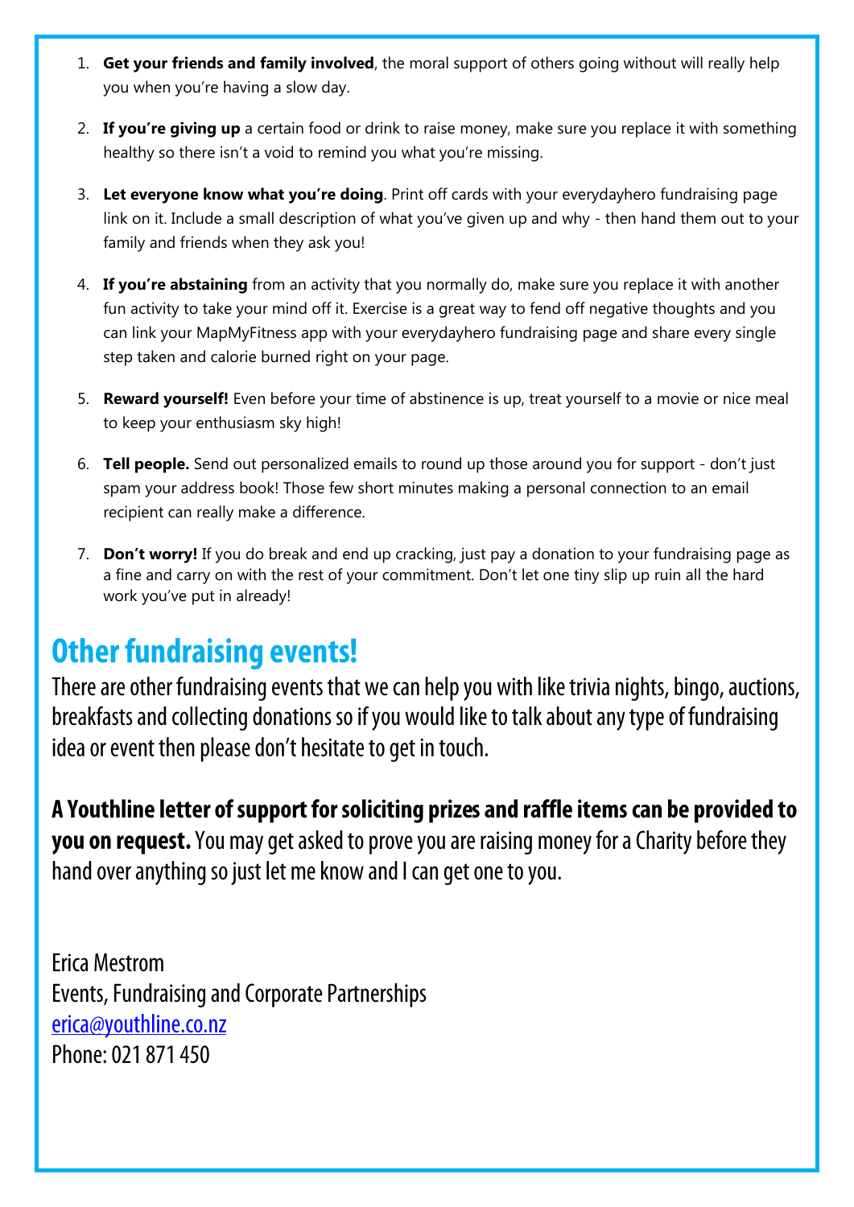1. **Get your friends and family involved**, the moral support of others going without will really help you when you're having a slow day.

2. **If you're giving up** a certain food or drink to raise money, make sure you replace it with something healthy so there isn't a void to remind you what you're missing.

3. **Let everyone know what you're doing**. Print off cards with your everydayhero fundraising page link on it. Include a small description of what you've given up and why - then hand them out to your family and friends when they ask you!

4. **If you're abstaining** from an activity that you normally do, make sure you replace it with another fun activity to take your mind off it. Exercise is a great way to fend off negative thoughts and you can link your MapMyFitness app with your everydayhero fundraising page and share every single step taken and calorie burned right on your page.

5. **Reward yourself!** Even before your time of abstinence is up, treat yourself to a movie or nice meal to keep your enthusiasm sky high!

6. **Tell people.** Send out personalized emails to round up those around you for support - don't just spam your address book! Those few short minutes making a personal connection to an email recipient can really make a difference.

7. **Don't worry!** If you do break and end up cracking, just pay a donation to your fundraising page as a fine and carry on with the rest of your commitment. Don't let one tiny slip up ruin all the hard work you've put in already!

## Other fundraising events!

There are other fundraising events that we can help you with like trivia nights, bingo, auctions, breakfasts and collecting donations so if you would like to talk about any type of fundraising idea or event then please don't hesitate to get in touch.

**A Youthline letter of support for soliciting prizes and raffle items can be provided to you on request.** You may get asked to prove you are raising money for a Charity before they hand over anything so just let me know and I can get one to you.

Erica Mestrom
Events, Fundraising and Corporate Partnerships
erica@youthline.co.nz
Phone: 021 871 450